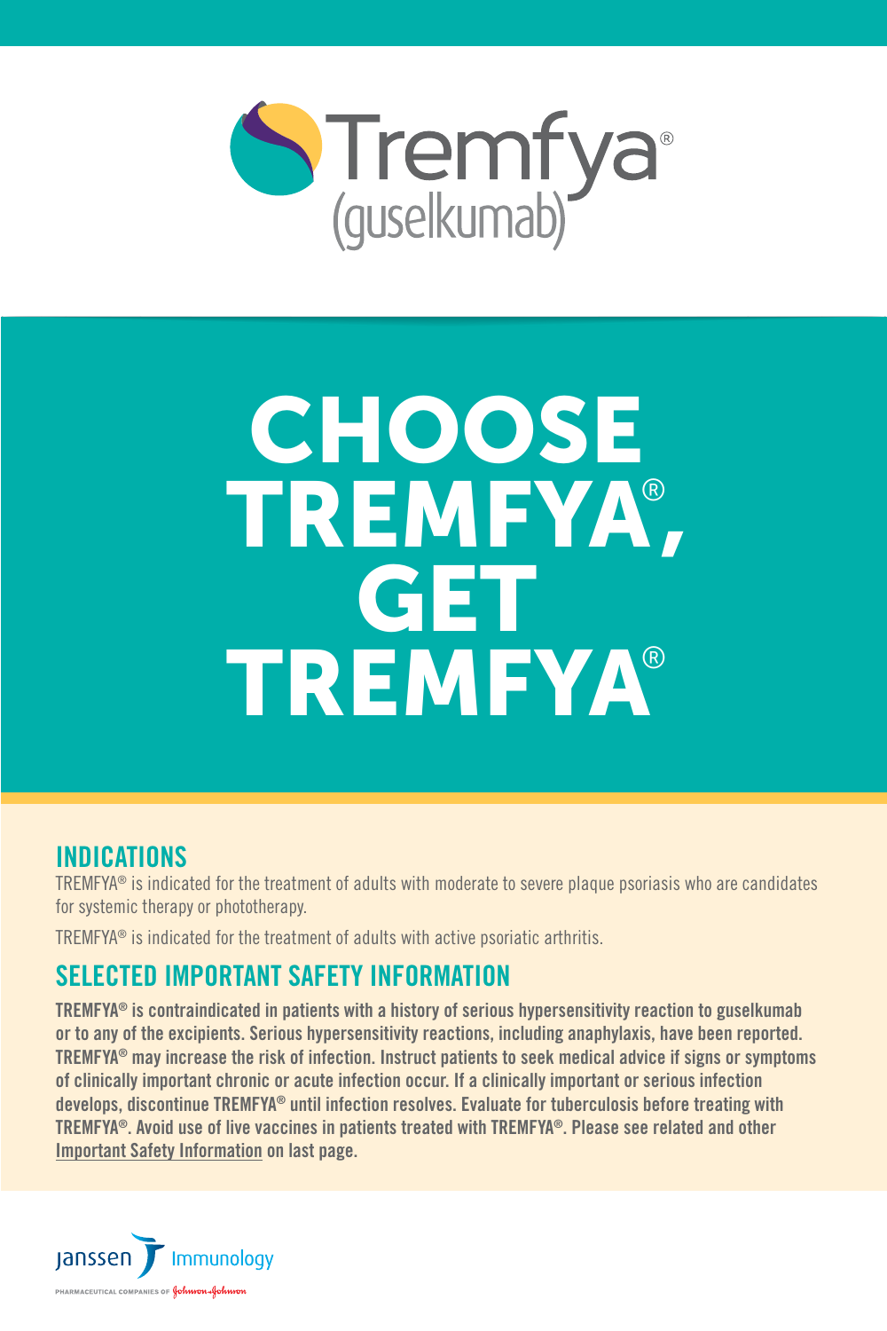# Tremfya®
(guselkumab)

# CHOOSE TREMFYA®, GET TREMFYA®

## INDICATIONS

TREMFYA® is indicated for the treatment of adults with moderate to severe plaque psoriasis who are candidates for systemic therapy or phototherapy.

TREMFYA® is indicated for the treatment of adults with active psoriatic arthritis.

## SELECTED IMPORTANT SAFETY INFORMATION

**TREMFYA® is contraindicated in patients with a history of serious hypersensitivity reaction to guselkumab or to any of the excipients. Serious hypersensitivity reactions, including anaphylaxis, have been reported. TREMFYA® may increase the risk of infection. Instruct patients to seek medical advice if signs or symptoms of clinically important chronic or acute infection occur. If a clinically important or serious infection develops, discontinue TREMFYA® until infection resolves. Evaluate for tuberculosis before treating with TREMFYA®. Avoid use of live vaccines in patients treated with TREMFYA®. Please see related and other Important Safety Information on last page.**

janssen Immunology

PHARMACEUTICAL COMPANIES OF Johnson & Johnson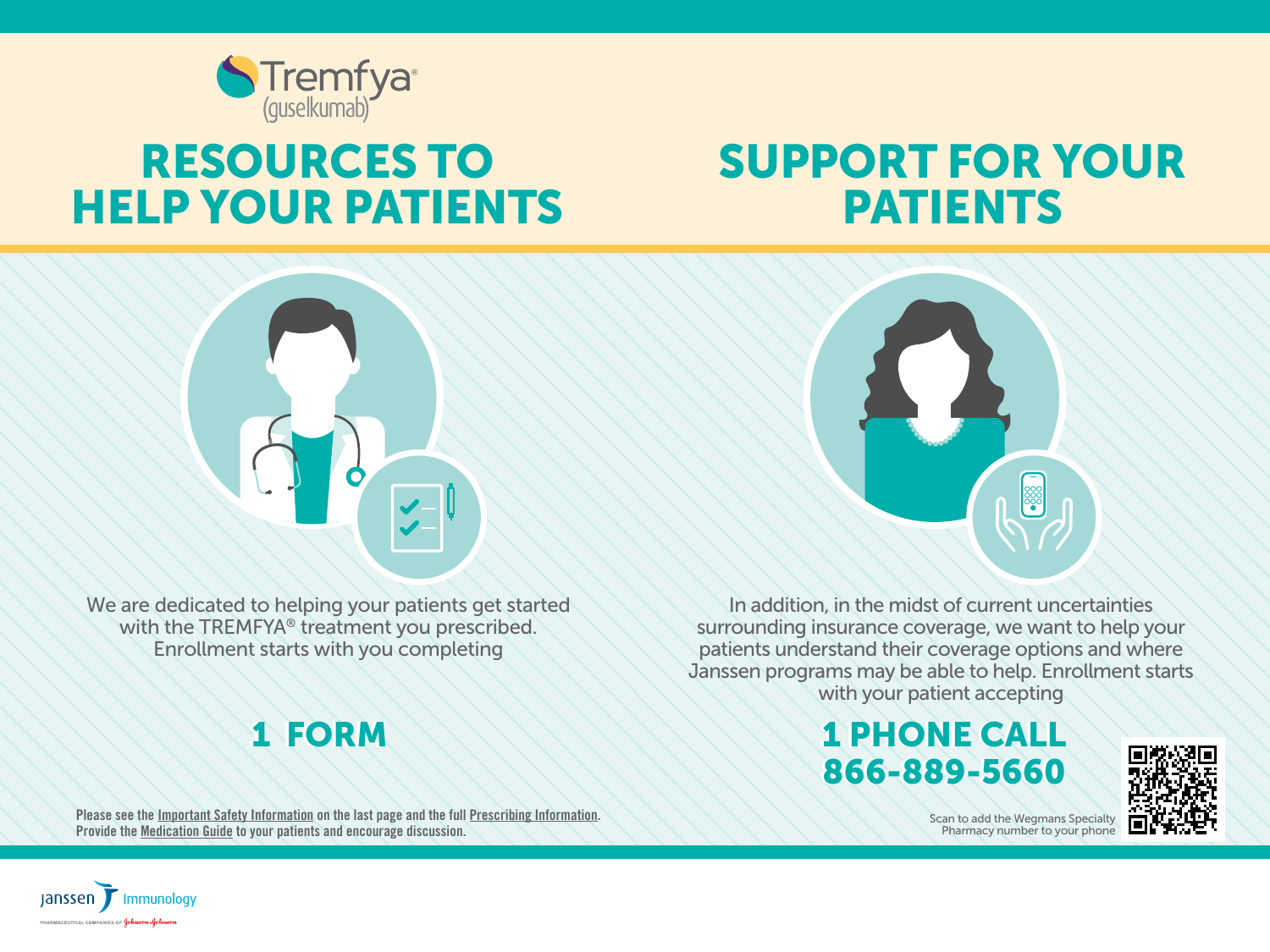Tremfya® (guselkumab)

# RESOURCES TO HELP YOUR PATIENTS

We are dedicated to helping your patients get started with the TREMFYA® treatment you prescribed. Enrollment starts with you completing

## 1 FORM

# SUPPORT FOR YOUR PATIENTS

In addition, in the midst of current uncertainties surrounding insurance coverage, we want to help your patients understand their coverage options and where Janssen programs may be able to help. Enrollment starts with your patient accepting

## 1 PHONE CALL 866-889-5660

Scan to add the Wegmans Specialty Pharmacy number to your phone

**Please see the Important Safety Information on the last page and the full Prescribing Information. Provide the Medication Guide to your patients and encourage discussion.**

Janssen Immunology
PHARMACEUTICAL COMPANIES OF Johnson & Johnson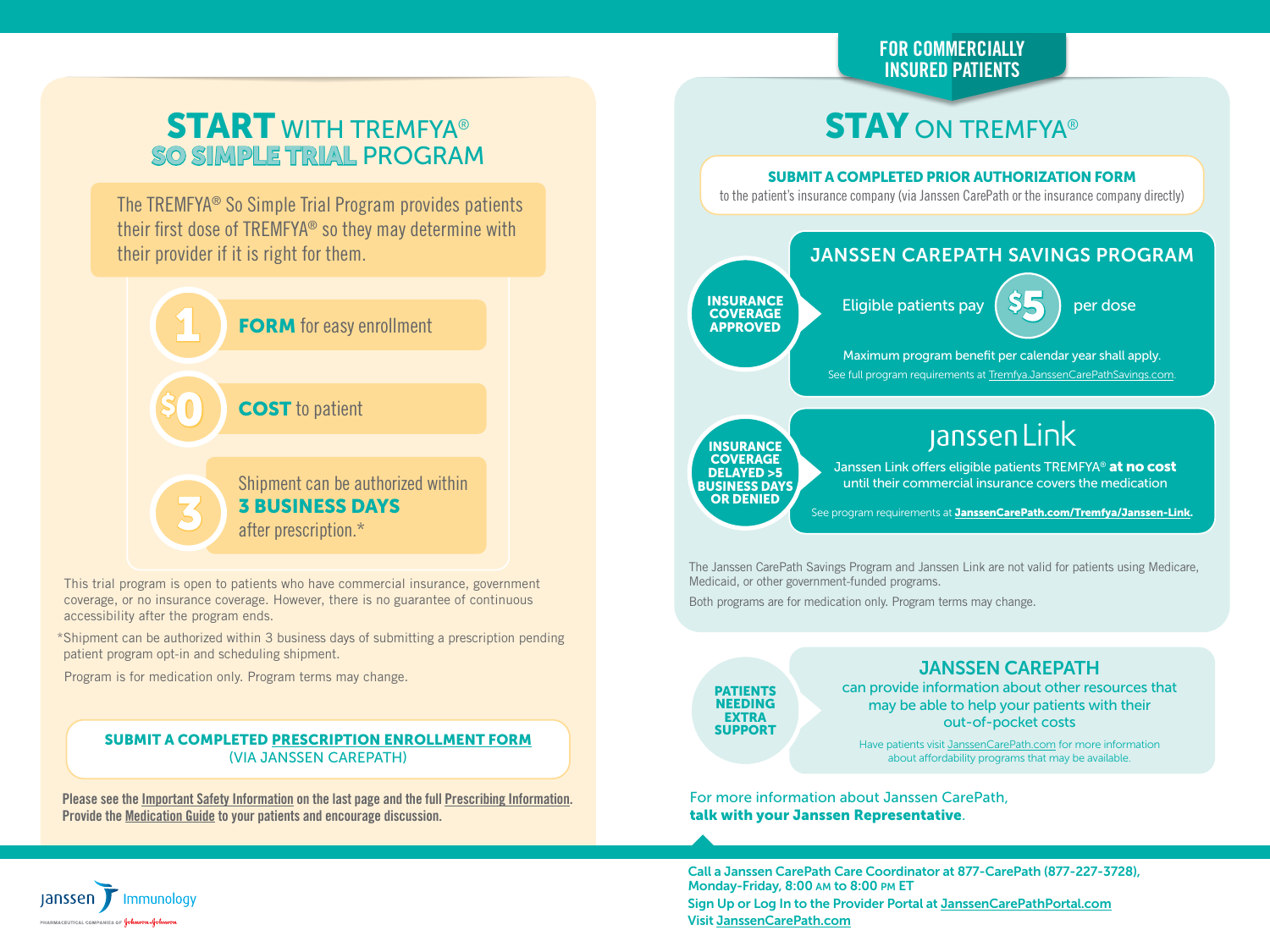# START WITH TREMFYA® SO SIMPLE TRIAL PROGRAM

The TREMFYA® So Simple Trial Program provides patients their first dose of TREMFYA® so they may determine with their provider if it is right for them.

- **1 FORM** for easy enrollment
- **$0 COST** to patient
- **3** Shipment can be authorized within **3 BUSINESS DAYS** after prescription.*

This trial program is open to patients who have commercial insurance, government coverage, or no insurance coverage. However, there is no guarantee of continuous accessibility after the program ends.

*Shipment can be authorized within 3 business days of submitting a prescription pending patient program opt-in and scheduling shipment.

Program is for medication only. Program terms may change.

**SUBMIT A COMPLETED PRESCRIPTION ENROLLMENT FORM**
(VIA JANSSEN CAREPATH)

**Please see the Important Safety Information on the last page and the full Prescribing Information. Provide the Medication Guide to your patients and encourage discussion.**

FOR COMMERCIALLY INSURED PATIENTS

# STAY ON TREMFYA®

**SUBMIT A COMPLETED PRIOR AUTHORIZATION FORM**
to the patient's insurance company (via Janssen CarePath or the insurance company directly)

## JANSSEN CAREPATH SAVINGS PROGRAM

**INSURANCE COVERAGE APPROVED**

Eligible patients pay **$5** per dose

Maximum program benefit per calendar year shall apply.

See full program requirements at Tremfya.JanssenCarePathSavings.com.

## Janssen Link

**INSURANCE COVERAGE DELAYED >5 BUSINESS DAYS OR DENIED**

Janssen Link offers eligible patients TREMFYA® **at no cost** until their commercial insurance covers the medication

See program requirements at **JanssenCarePath.com/Tremfya/Janssen-Link**.

The Janssen CarePath Savings Program and Janssen Link are not valid for patients using Medicare, Medicaid, or other government-funded programs.

Both programs are for medication only. Program terms may change.

## JANSSEN CAREPATH

**PATIENTS NEEDING EXTRA SUPPORT**

can provide information about other resources that may be able to help your patients with their out-of-pocket costs

Have patients visit JanssenCarePath.com for more information about affordability programs that may be available.

For more information about Janssen CarePath, **talk with your Janssen Representative**.

**Call a Janssen CarePath Care Coordinator at 877-CarePath (877-227-3728), Monday-Friday, 8:00 AM to 8:00 PM ET**

**Sign Up or Log In to the Provider Portal at JanssenCarePathPortal.com**

**Visit JanssenCarePath.com**

Janssen Immunology
PHARMACEUTICAL COMPANIES OF Johnson & Johnson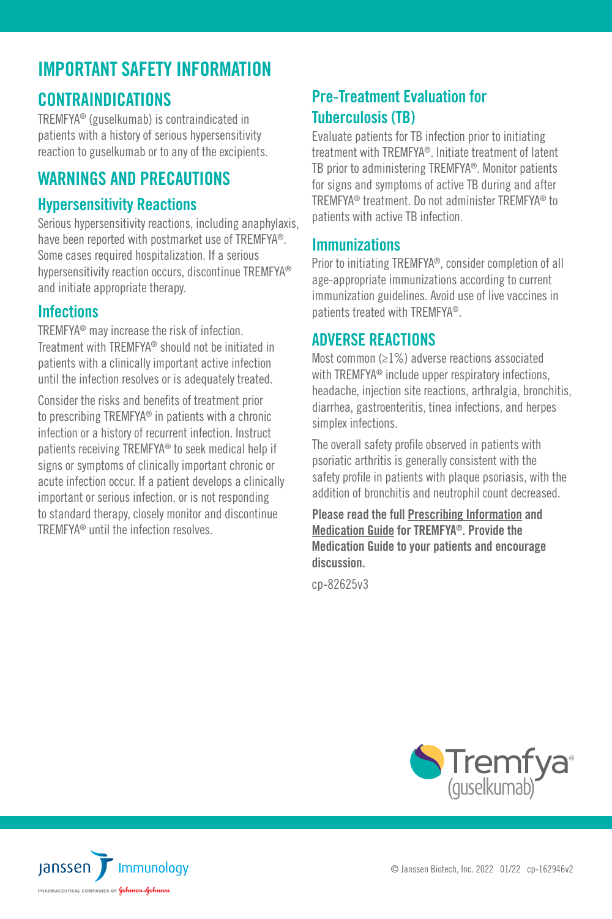# IMPORTANT SAFETY INFORMATION

## CONTRAINDICATIONS

TREMFYA® (guselkumab) is contraindicated in patients with a history of serious hypersensitivity reaction to guselkumab or to any of the excipients.

## WARNINGS AND PRECAUTIONS

### Hypersensitivity Reactions

Serious hypersensitivity reactions, including anaphylaxis, have been reported with postmarket use of TREMFYA®. Some cases required hospitalization. If a serious hypersensitivity reaction occurs, discontinue TREMFYA® and initiate appropriate therapy.

### Infections

TREMFYA® may increase the risk of infection. Treatment with TREMFYA® should not be initiated in patients with a clinically important active infection until the infection resolves or is adequately treated.

Consider the risks and benefits of treatment prior to prescribing TREMFYA® in patients with a chronic infection or a history of recurrent infection. Instruct patients receiving TREMFYA® to seek medical help if signs or symptoms of clinically important chronic or acute infection occur. If a patient develops a clinically important or serious infection, or is not responding to standard therapy, closely monitor and discontinue TREMFYA® until the infection resolves.

### Pre-Treatment Evaluation for Tuberculosis (TB)

Evaluate patients for TB infection prior to initiating treatment with TREMFYA®. Initiate treatment of latent TB prior to administering TREMFYA®. Monitor patients for signs and symptoms of active TB during and after TREMFYA® treatment. Do not administer TREMFYA® to patients with active TB infection.

### Immunizations

Prior to initiating TREMFYA®, consider completion of all age-appropriate immunizations according to current immunization guidelines. Avoid use of live vaccines in patients treated with TREMFYA®.

## ADVERSE REACTIONS

Most common (≥1%) adverse reactions associated with TREMFYA® include upper respiratory infections, headache, injection site reactions, arthralgia, bronchitis, diarrhea, gastroenteritis, tinea infections, and herpes simplex infections.

The overall safety profile observed in patients with psoriatic arthritis is generally consistent with the safety profile in patients with plaque psoriasis, with the addition of bronchitis and neutrophil count decreased.

**Please read the full Prescribing Information and Medication Guide for TREMFYA®. Provide the Medication Guide to your patients and encourage discussion.**

cp-82625v3

Tremfya® (guselkumab)

Janssen Immunology
PHARMACEUTICAL COMPANIES OF Johnson & Johnson

© Janssen Biotech, Inc. 2022 01/22 cp-162946v2